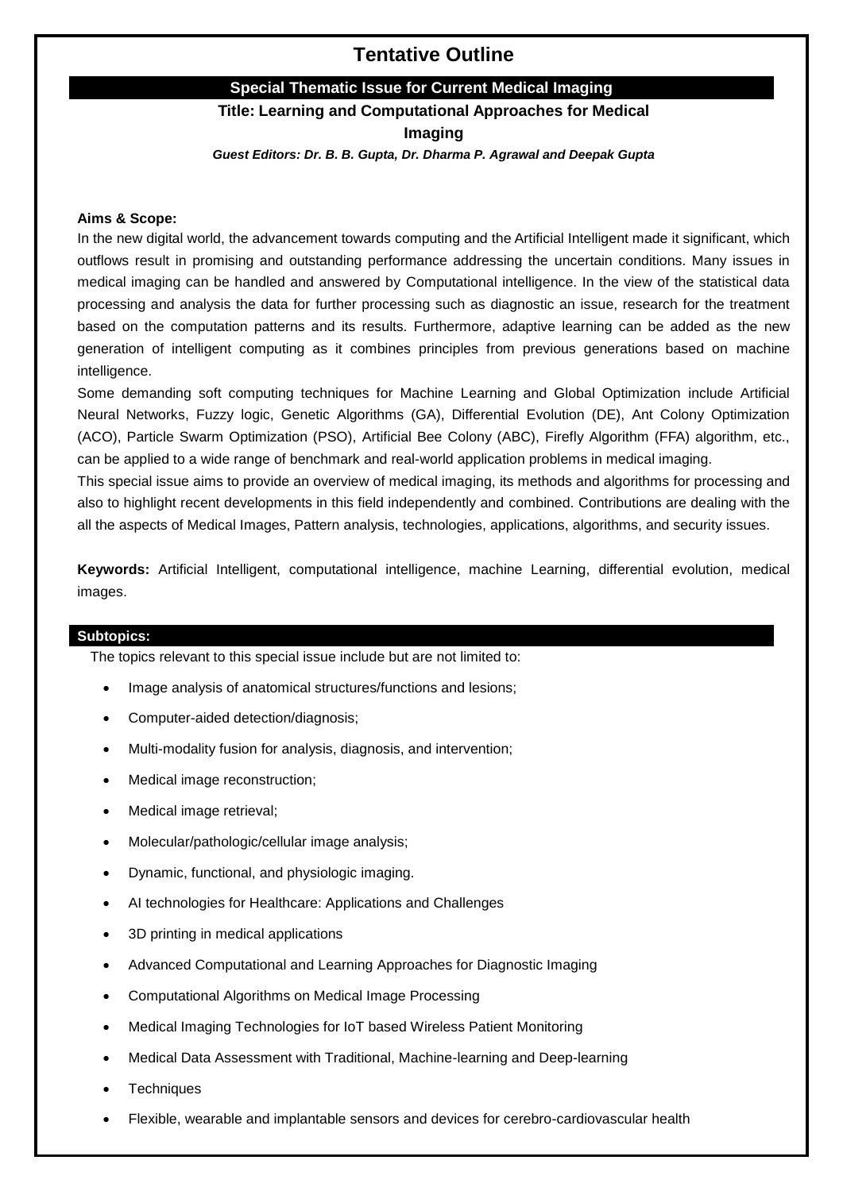# Tentative Outline

## Special Thematic Issue for Current Medical Imaging

**Title: Learning and Computational Approaches for Medical Imaging**

***Guest Editors: Dr. B. B. Gupta, Dr. Dharma P. Agrawal and Deepak Gupta***

**Aims & Scope:**

In the new digital world, the advancement towards computing and the Artificial Intelligent made it significant, which outflows result in promising and outstanding performance addressing the uncertain conditions. Many issues in medical imaging can be handled and answered by Computational intelligence. In the view of the statistical data processing and analysis the data for further processing such as diagnostic an issue, research for the treatment based on the computation patterns and its results. Furthermore, adaptive learning can be added as the new generation of intelligent computing as it combines principles from previous generations based on machine intelligence.

Some demanding soft computing techniques for Machine Learning and Global Optimization include Artificial Neural Networks, Fuzzy logic, Genetic Algorithms (GA), Differential Evolution (DE), Ant Colony Optimization (ACO), Particle Swarm Optimization (PSO), Artificial Bee Colony (ABC), Firefly Algorithm (FFA) algorithm, etc., can be applied to a wide range of benchmark and real-world application problems in medical imaging.

This special issue aims to provide an overview of medical imaging, its methods and algorithms for processing and also to highlight recent developments in this field independently and combined. Contributions are dealing with the all the aspects of Medical Images, Pattern analysis, technologies, applications, algorithms, and security issues.

**Keywords:** Artificial Intelligent, computational intelligence, machine Learning, differential evolution, medical images.

## Subtopics:

The topics relevant to this special issue include but are not limited to:

- Image analysis of anatomical structures/functions and lesions;
- Computer-aided detection/diagnosis;
- Multi-modality fusion for analysis, diagnosis, and intervention;
- Medical image reconstruction;
- Medical image retrieval;
- Molecular/pathologic/cellular image analysis;
- Dynamic, functional, and physiologic imaging.
- AI technologies for Healthcare: Applications and Challenges
- 3D printing in medical applications
- Advanced Computational and Learning Approaches for Diagnostic Imaging
- Computational Algorithms on Medical Image Processing
- Medical Imaging Technologies for IoT based Wireless Patient Monitoring
- Medical Data Assessment with Traditional, Machine-learning and Deep-learning
- Techniques
- Flexible, wearable and implantable sensors and devices for cerebro-cardiovascular health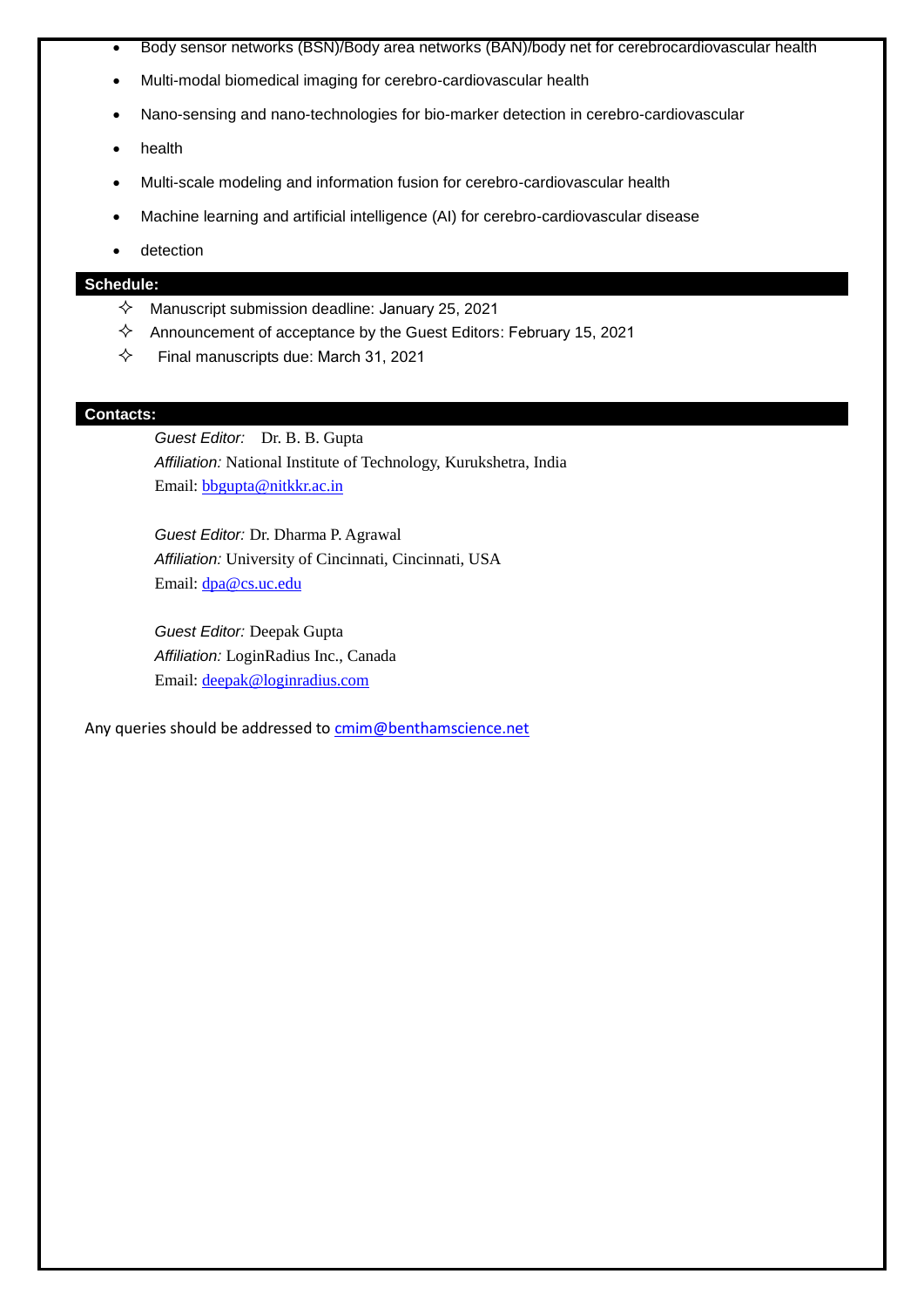- Body sensor networks (BSN)/Body area networks (BAN)/body net for cerebrocardiovascular health
- Multi-modal biomedical imaging for cerebro-cardiovascular health
- Nano-sensing and nano-technologies for bio-marker detection in cerebro-cardiovascular
- health
- Multi-scale modeling and information fusion for cerebro-cardiovascular health
- Machine learning and artificial intelligence (AI) for cerebro-cardiovascular disease
- detection

**Schedule:**

- ✧ Manuscript submission deadline: January 25, 2021
- ✧ Announcement of acceptance by the Guest Editors: February 15, 2021
- ✧ Final manuscripts due: March 31, 2021

**Contacts:**

*Guest Editor:* Dr. B. B. Gupta
*Affiliation:* National Institute of Technology, Kurukshetra, India
Email: bbgupta@nitkkr.ac.in

*Guest Editor:* Dr. Dharma P. Agrawal
*Affiliation:* University of Cincinnati, Cincinnati, USA
Email: dpa@cs.uc.edu

*Guest Editor:* Deepak Gupta
*Affiliation:* LoginRadius Inc., Canada
Email: deepak@loginradius.com

Any queries should be addressed to cmim@benthamscience.net